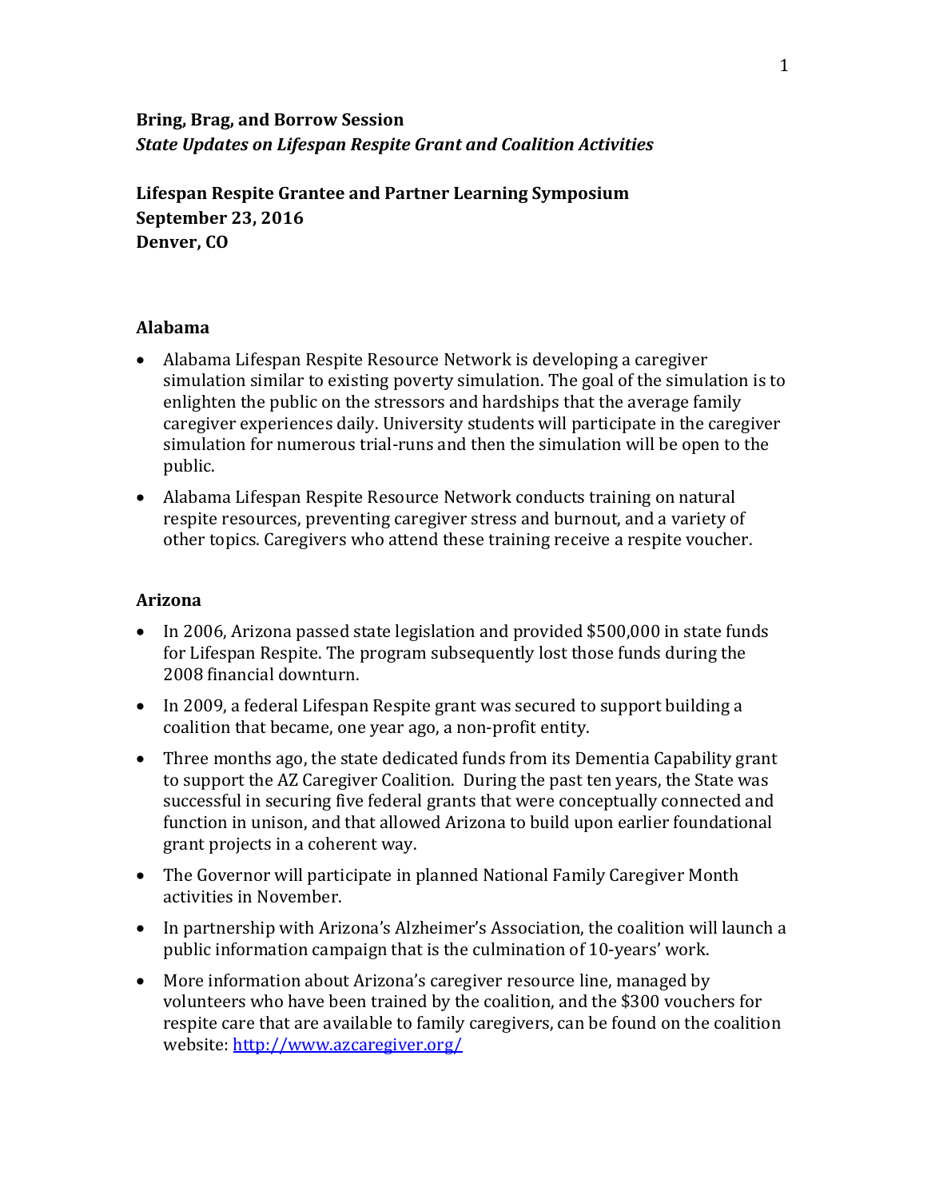**Bring, Brag, and Borrow Session**
***State Updates on Lifespan Respite Grant and Coalition Activities***

**Lifespan Respite Grantee and Partner Learning Symposium**
**September 23, 2016**
**Denver, CO**

## Alabama

- Alabama Lifespan Respite Resource Network is developing a caregiver simulation similar to existing poverty simulation. The goal of the simulation is to enlighten the public on the stressors and hardships that the average family caregiver experiences daily. University students will participate in the caregiver simulation for numerous trial-runs and then the simulation will be open to the public.
- Alabama Lifespan Respite Resource Network conducts training on natural respite resources, preventing caregiver stress and burnout, and a variety of other topics. Caregivers who attend these training receive a respite voucher.

## Arizona

- In 2006, Arizona passed state legislation and provided $500,000 in state funds for Lifespan Respite. The program subsequently lost those funds during the 2008 financial downturn.
- In 2009, a federal Lifespan Respite grant was secured to support building a coalition that became, one year ago, a non-profit entity.
- Three months ago, the state dedicated funds from its Dementia Capability grant to support the AZ Caregiver Coalition. During the past ten years, the State was successful in securing five federal grants that were conceptually connected and function in unison, and that allowed Arizona to build upon earlier foundational grant projects in a coherent way.
- The Governor will participate in planned National Family Caregiver Month activities in November.
- In partnership with Arizona's Alzheimer's Association, the coalition will launch a public information campaign that is the culmination of 10-years' work.
- More information about Arizona's caregiver resource line, managed by volunteers who have been trained by the coalition, and the $300 vouchers for respite care that are available to family caregivers, can be found on the coalition website: [http://www.azcaregiver.org/](http://www.azcaregiver.org/)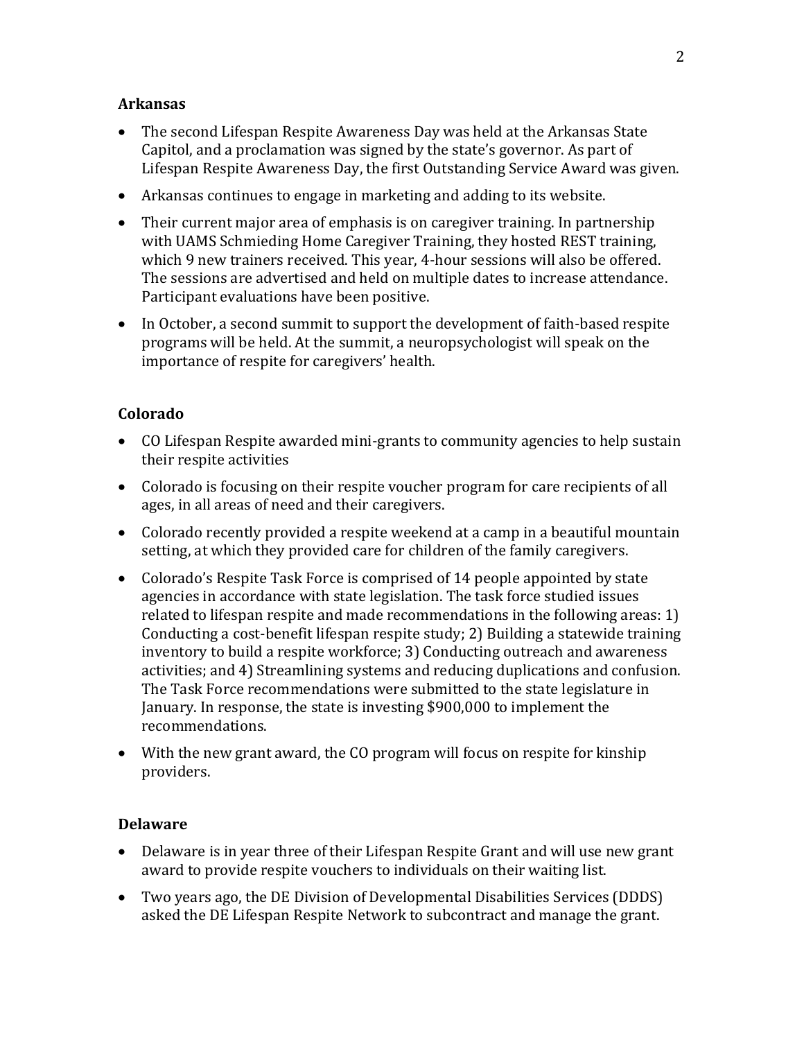**Arkansas**

- The second Lifespan Respite Awareness Day was held at the Arkansas State Capitol, and a proclamation was signed by the state's governor. As part of Lifespan Respite Awareness Day, the first Outstanding Service Award was given.
- Arkansas continues to engage in marketing and adding to its website.
- Their current major area of emphasis is on caregiver training. In partnership with UAMS Schmieding Home Caregiver Training, they hosted REST training, which 9 new trainers received. This year, 4-hour sessions will also be offered. The sessions are advertised and held on multiple dates to increase attendance. Participant evaluations have been positive.
- In October, a second summit to support the development of faith-based respite programs will be held. At the summit, a neuropsychologist will speak on the importance of respite for caregivers' health.

**Colorado**

- CO Lifespan Respite awarded mini-grants to community agencies to help sustain their respite activities
- Colorado is focusing on their respite voucher program for care recipients of all ages, in all areas of need and their caregivers.
- Colorado recently provided a respite weekend at a camp in a beautiful mountain setting, at which they provided care for children of the family caregivers.
- Colorado's Respite Task Force is comprised of 14 people appointed by state agencies in accordance with state legislation. The task force studied issues related to lifespan respite and made recommendations in the following areas: 1) Conducting a cost-benefit lifespan respite study; 2) Building a statewide training inventory to build a respite workforce; 3) Conducting outreach and awareness activities; and 4) Streamlining systems and reducing duplications and confusion. The Task Force recommendations were submitted to the state legislature in January. In response, the state is investing $900,000 to implement the recommendations.
- With the new grant award, the CO program will focus on respite for kinship providers.

**Delaware**

- Delaware is in year three of their Lifespan Respite Grant and will use new grant award to provide respite vouchers to individuals on their waiting list.
- Two years ago, the DE Division of Developmental Disabilities Services (DDDS) asked the DE Lifespan Respite Network to subcontract and manage the grant.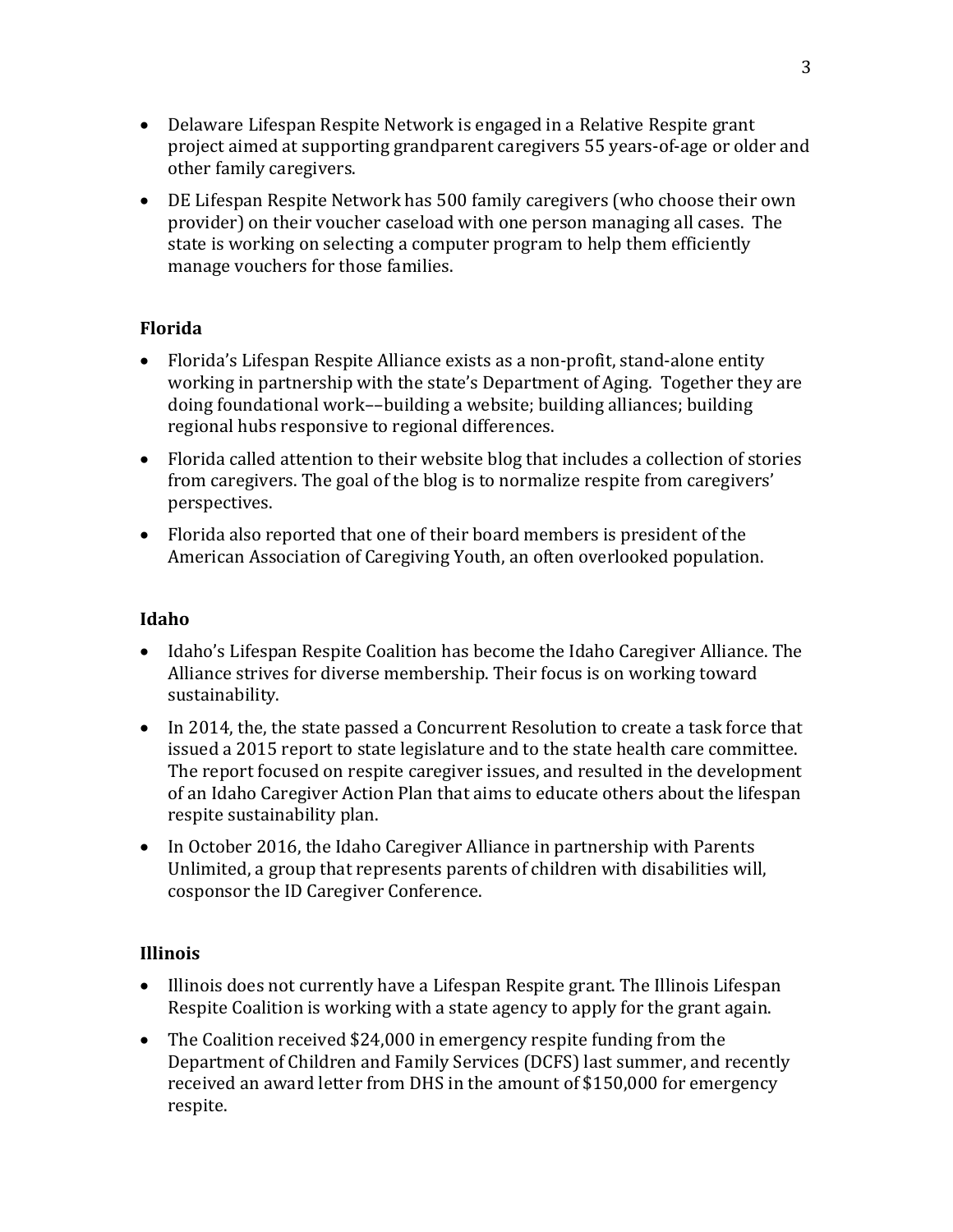- Delaware Lifespan Respite Network is engaged in a Relative Respite grant project aimed at supporting grandparent caregivers 55 years-of-age or older and other family caregivers.
- DE Lifespan Respite Network has 500 family caregivers (who choose their own provider) on their voucher caseload with one person managing all cases. The state is working on selecting a computer program to help them efficiently manage vouchers for those families.

**Florida**

- Florida's Lifespan Respite Alliance exists as a non-profit, stand-alone entity working in partnership with the state's Department of Aging. Together they are doing foundational work––building a website; building alliances; building regional hubs responsive to regional differences.
- Florida called attention to their website blog that includes a collection of stories from caregivers. The goal of the blog is to normalize respite from caregivers' perspectives.
- Florida also reported that one of their board members is president of the American Association of Caregiving Youth, an often overlooked population.

**Idaho**

- Idaho's Lifespan Respite Coalition has become the Idaho Caregiver Alliance. The Alliance strives for diverse membership. Their focus is on working toward sustainability.
- In 2014, the, the state passed a Concurrent Resolution to create a task force that issued a 2015 report to state legislature and to the state health care committee. The report focused on respite caregiver issues, and resulted in the development of an Idaho Caregiver Action Plan that aims to educate others about the lifespan respite sustainability plan.
- In October 2016, the Idaho Caregiver Alliance in partnership with Parents Unlimited, a group that represents parents of children with disabilities will, cosponsor the ID Caregiver Conference.

**Illinois**

- Illinois does not currently have a Lifespan Respite grant. The Illinois Lifespan Respite Coalition is working with a state agency to apply for the grant again.
- The Coalition received $24,000 in emergency respite funding from the Department of Children and Family Services (DCFS) last summer, and recently received an award letter from DHS in the amount of $150,000 for emergency respite.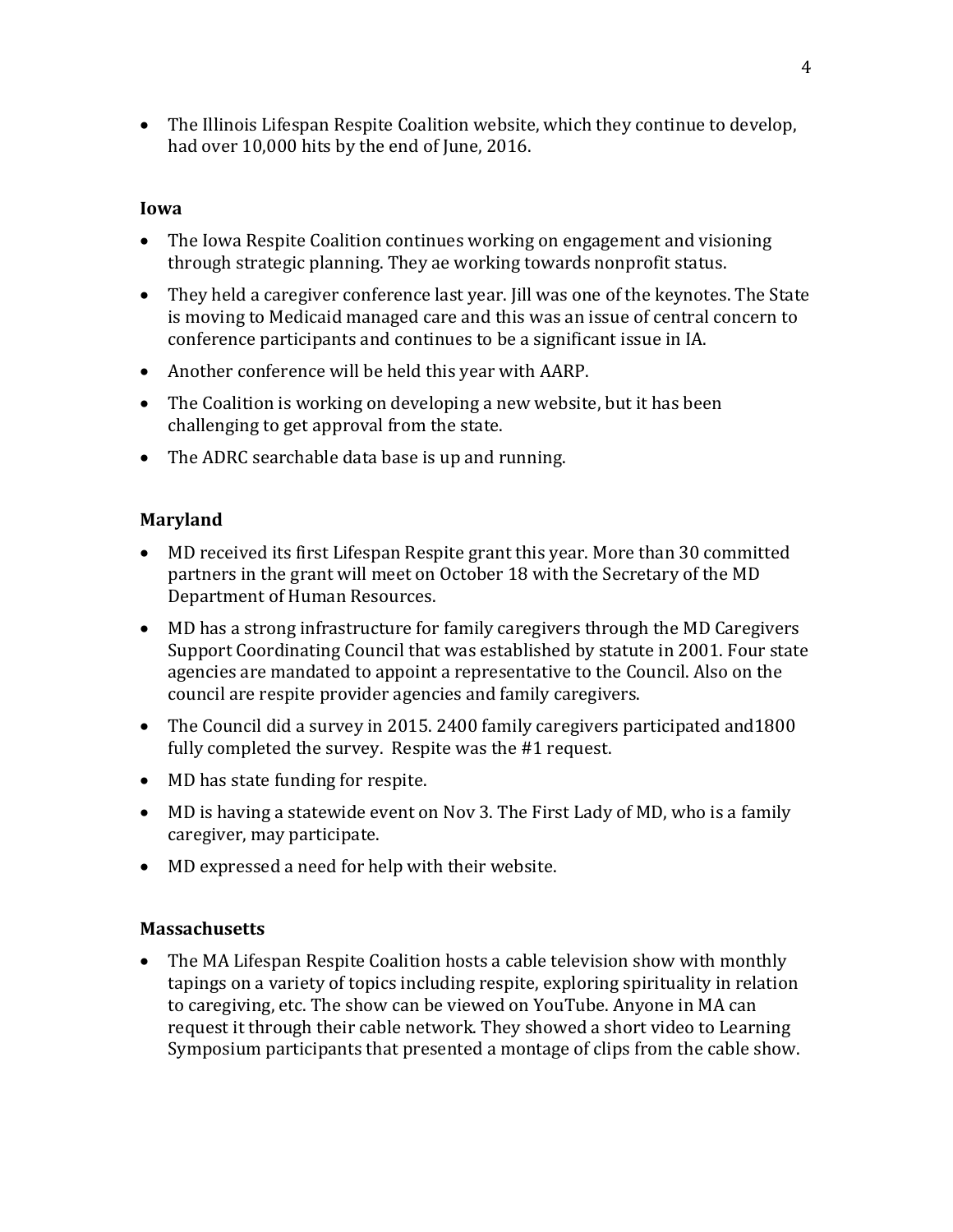- The Illinois Lifespan Respite Coalition website, which they continue to develop, had over 10,000 hits by the end of June, 2016.

**Iowa**

- The Iowa Respite Coalition continues working on engagement and visioning through strategic planning. They ae working towards nonprofit status.
- They held a caregiver conference last year. Jill was one of the keynotes. The State is moving to Medicaid managed care and this was an issue of central concern to conference participants and continues to be a significant issue in IA.
- Another conference will be held this year with AARP.
- The Coalition is working on developing a new website, but it has been challenging to get approval from the state.
- The ADRC searchable data base is up and running.

**Maryland**

- MD received its first Lifespan Respite grant this year. More than 30 committed partners in the grant will meet on October 18 with the Secretary of the MD Department of Human Resources.
- MD has a strong infrastructure for family caregivers through the MD Caregivers Support Coordinating Council that was established by statute in 2001. Four state agencies are mandated to appoint a representative to the Council. Also on the council are respite provider agencies and family caregivers.
- The Council did a survey in 2015. 2400 family caregivers participated and1800 fully completed the survey. Respite was the #1 request.
- MD has state funding for respite.
- MD is having a statewide event on Nov 3. The First Lady of MD, who is a family caregiver, may participate.
- MD expressed a need for help with their website.

**Massachusetts**

- The MA Lifespan Respite Coalition hosts a cable television show with monthly tapings on a variety of topics including respite, exploring spirituality in relation to caregiving, etc. The show can be viewed on YouTube. Anyone in MA can request it through their cable network. They showed a short video to Learning Symposium participants that presented a montage of clips from the cable show.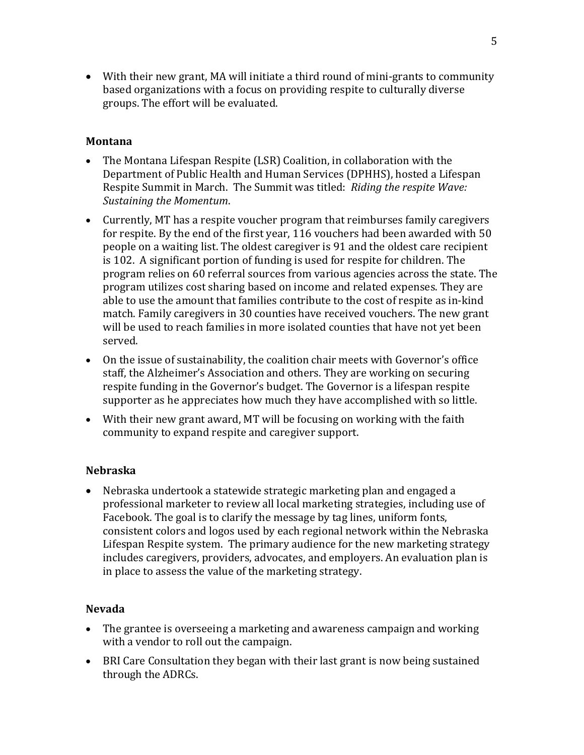- With their new grant, MA will initiate a third round of mini-grants to community based organizations with a focus on providing respite to culturally diverse groups. The effort will be evaluated.

**Montana**

- The Montana Lifespan Respite (LSR) Coalition, in collaboration with the Department of Public Health and Human Services (DPHHS), hosted a Lifespan Respite Summit in March. The Summit was titled: *Riding the respite Wave: Sustaining the Momentum*.
- Currently, MT has a respite voucher program that reimburses family caregivers for respite. By the end of the first year, 116 vouchers had been awarded with 50 people on a waiting list. The oldest caregiver is 91 and the oldest care recipient is 102. A significant portion of funding is used for respite for children. The program relies on 60 referral sources from various agencies across the state. The program utilizes cost sharing based on income and related expenses. They are able to use the amount that families contribute to the cost of respite as in-kind match. Family caregivers in 30 counties have received vouchers. The new grant will be used to reach families in more isolated counties that have not yet been served.
- On the issue of sustainability, the coalition chair meets with Governor's office staff, the Alzheimer's Association and others. They are working on securing respite funding in the Governor's budget. The Governor is a lifespan respite supporter as he appreciates how much they have accomplished with so little.
- With their new grant award, MT will be focusing on working with the faith community to expand respite and caregiver support.

**Nebraska**

- Nebraska undertook a statewide strategic marketing plan and engaged a professional marketer to review all local marketing strategies, including use of Facebook. The goal is to clarify the message by tag lines, uniform fonts, consistent colors and logos used by each regional network within the Nebraska Lifespan Respite system. The primary audience for the new marketing strategy includes caregivers, providers, advocates, and employers. An evaluation plan is in place to assess the value of the marketing strategy.

**Nevada**

- The grantee is overseeing a marketing and awareness campaign and working with a vendor to roll out the campaign.
- BRI Care Consultation they began with their last grant is now being sustained through the ADRCs.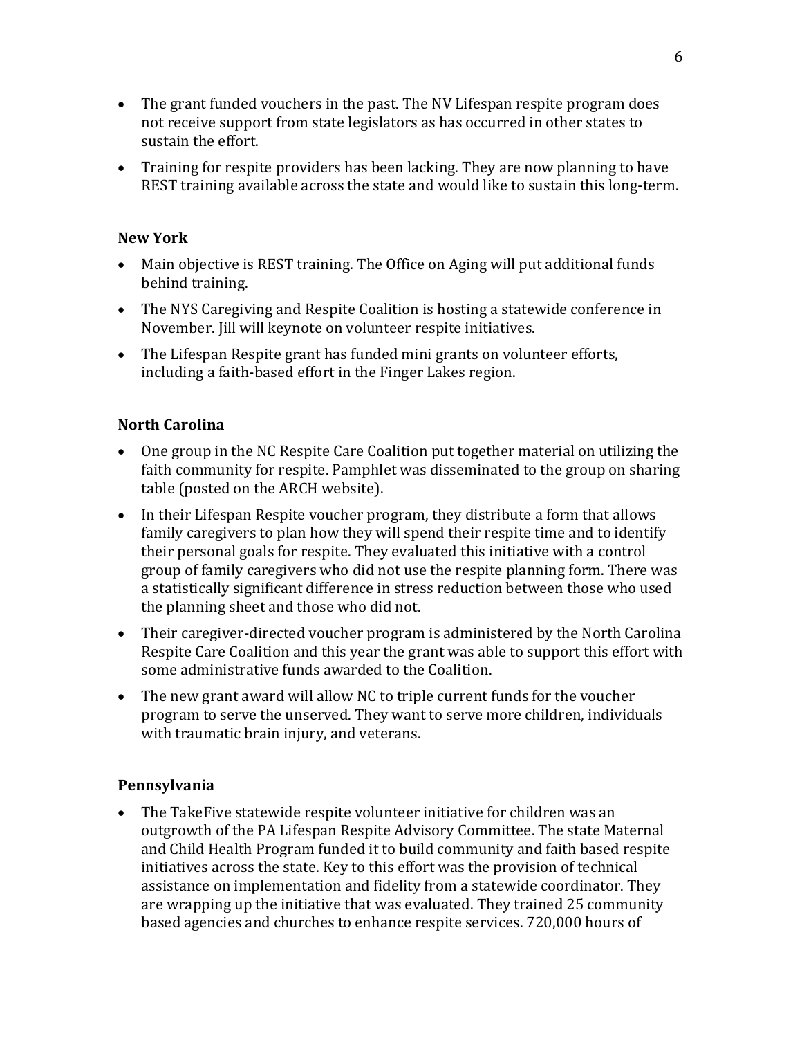- The grant funded vouchers in the past. The NV Lifespan respite program does not receive support from state legislators as has occurred in other states to sustain the effort.
- Training for respite providers has been lacking. They are now planning to have REST training available across the state and would like to sustain this long-term.

**New York**

- Main objective is REST training. The Office on Aging will put additional funds behind training.
- The NYS Caregiving and Respite Coalition is hosting a statewide conference in November. Jill will keynote on volunteer respite initiatives.
- The Lifespan Respite grant has funded mini grants on volunteer efforts, including a faith-based effort in the Finger Lakes region.

**North Carolina**

- One group in the NC Respite Care Coalition put together material on utilizing the faith community for respite. Pamphlet was disseminated to the group on sharing table (posted on the ARCH website).
- In their Lifespan Respite voucher program, they distribute a form that allows family caregivers to plan how they will spend their respite time and to identify their personal goals for respite. They evaluated this initiative with a control group of family caregivers who did not use the respite planning form. There was a statistically significant difference in stress reduction between those who used the planning sheet and those who did not.
- Their caregiver-directed voucher program is administered by the North Carolina Respite Care Coalition and this year the grant was able to support this effort with some administrative funds awarded to the Coalition.
- The new grant award will allow NC to triple current funds for the voucher program to serve the unserved. They want to serve more children, individuals with traumatic brain injury, and veterans.

**Pennsylvania**

- The TakeFive statewide respite volunteer initiative for children was an outgrowth of the PA Lifespan Respite Advisory Committee. The state Maternal and Child Health Program funded it to build community and faith based respite initiatives across the state. Key to this effort was the provision of technical assistance on implementation and fidelity from a statewide coordinator. They are wrapping up the initiative that was evaluated. They trained 25 community based agencies and churches to enhance respite services. 720,000 hours of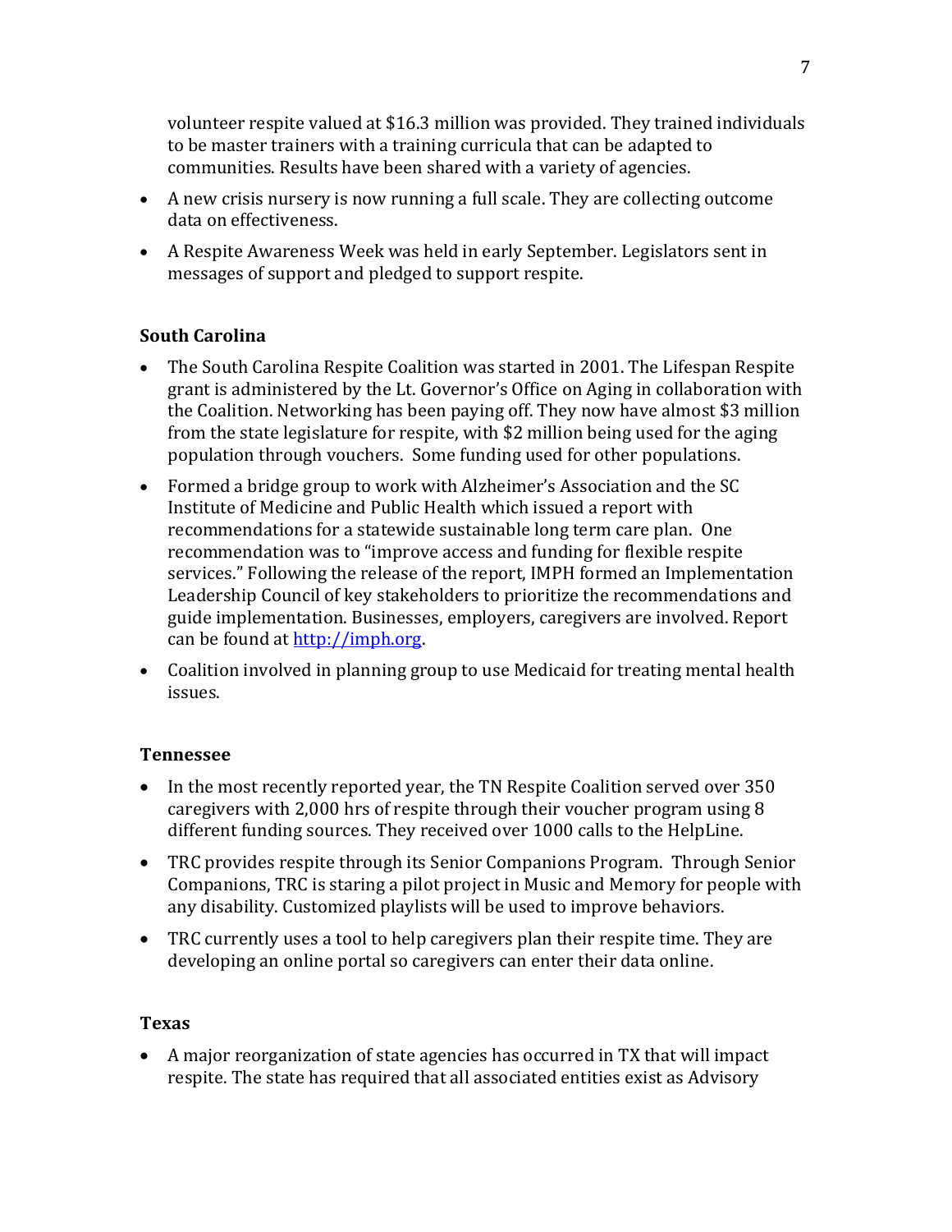volunteer respite valued at $16.3 million was provided. They trained individuals to be master trainers with a training curricula that can be adapted to communities. Results have been shared with a variety of agencies.

- A new crisis nursery is now running a full scale. They are collecting outcome data on effectiveness.
- A Respite Awareness Week was held in early September. Legislators sent in messages of support and pledged to support respite.

### South Carolina

- The South Carolina Respite Coalition was started in 2001. The Lifespan Respite grant is administered by the Lt. Governor's Office on Aging in collaboration with the Coalition. Networking has been paying off. They now have almost $3 million from the state legislature for respite, with $2 million being used for the aging population through vouchers. Some funding used for other populations.
- Formed a bridge group to work with Alzheimer's Association and the SC Institute of Medicine and Public Health which issued a report with recommendations for a statewide sustainable long term care plan. One recommendation was to "improve access and funding for flexible respite services." Following the release of the report, IMPH formed an Implementation Leadership Council of key stakeholders to prioritize the recommendations and guide implementation. Businesses, employers, caregivers are involved. Report can be found at [http://imph.org](http://imph.org).
- Coalition involved in planning group to use Medicaid for treating mental health issues.

### Tennessee

- In the most recently reported year, the TN Respite Coalition served over 350 caregivers with 2,000 hrs of respite through their voucher program using 8 different funding sources. They received over 1000 calls to the HelpLine.
- TRC provides respite through its Senior Companions Program. Through Senior Companions, TRC is staring a pilot project in Music and Memory for people with any disability. Customized playlists will be used to improve behaviors.
- TRC currently uses a tool to help caregivers plan their respite time. They are developing an online portal so caregivers can enter their data online.

### Texas

- A major reorganization of state agencies has occurred in TX that will impact respite. The state has required that all associated entities exist as Advisory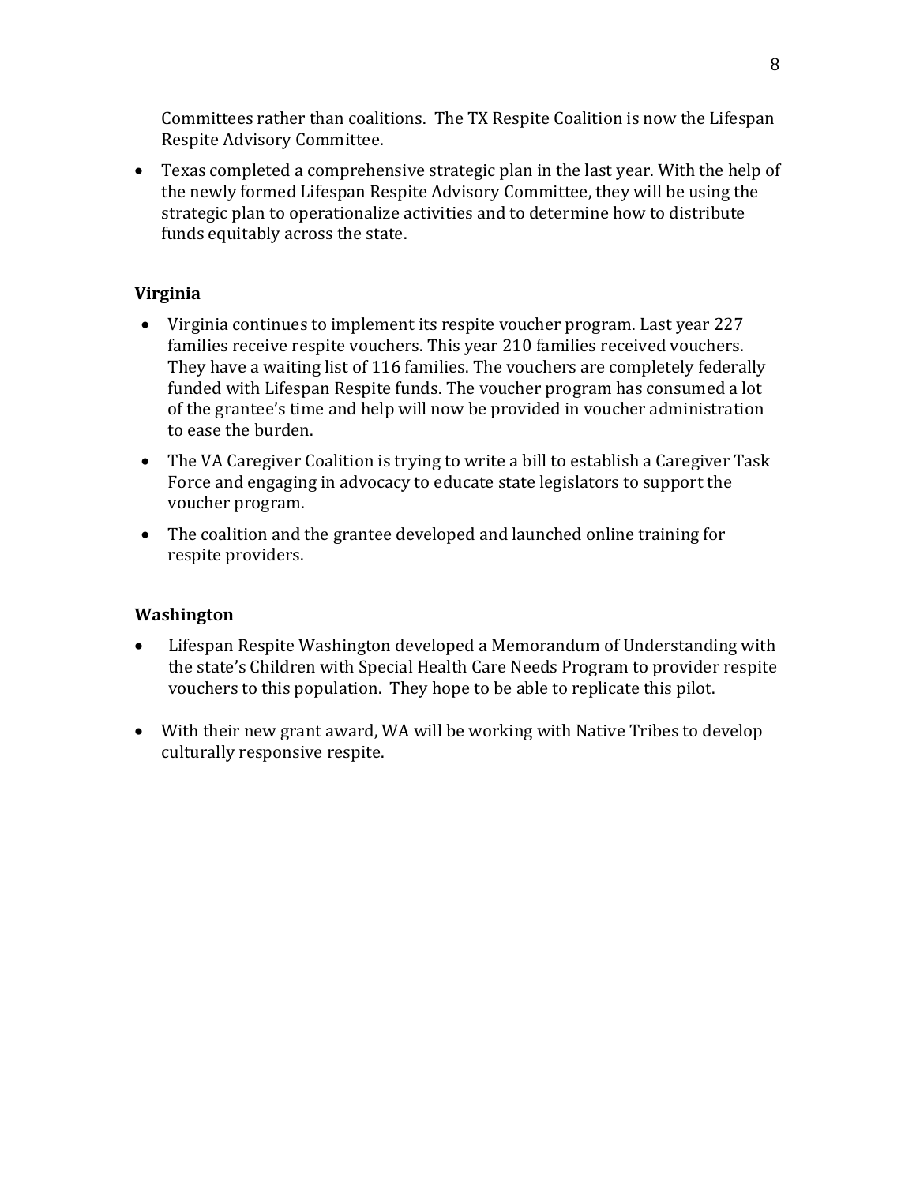Committees rather than coalitions. The TX Respite Coalition is now the Lifespan Respite Advisory Committee.

- Texas completed a comprehensive strategic plan in the last year. With the help of the newly formed Lifespan Respite Advisory Committee, they will be using the strategic plan to operationalize activities and to determine how to distribute funds equitably across the state.

**Virginia**

- Virginia continues to implement its respite voucher program. Last year 227 families receive respite vouchers. This year 210 families received vouchers. They have a waiting list of 116 families. The vouchers are completely federally funded with Lifespan Respite funds. The voucher program has consumed a lot of the grantee's time and help will now be provided in voucher administration to ease the burden.
- The VA Caregiver Coalition is trying to write a bill to establish a Caregiver Task Force and engaging in advocacy to educate state legislators to support the voucher program.
- The coalition and the grantee developed and launched online training for respite providers.

**Washington**

- Lifespan Respite Washington developed a Memorandum of Understanding with the state's Children with Special Health Care Needs Program to provider respite vouchers to this population. They hope to be able to replicate this pilot.
- With their new grant award, WA will be working with Native Tribes to develop culturally responsive respite.